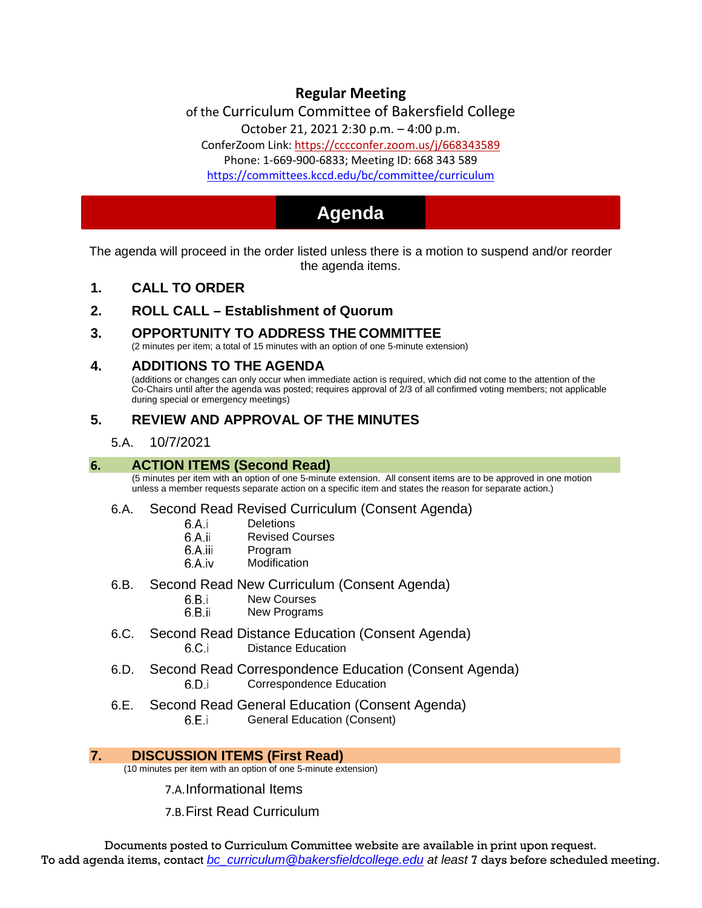# Regular Meeting

of the Curriculum Committee of Bakersfield College

October 21, 2021 2:30 p.m. – 4:00 p.m.

ConferZoom Link: https://cccconfer.zoom.us/j/668343589

Phone: 1-669-900-6833; Meeting ID: 668 343 589

https://committees.kccd.edu/bc/committee/curriculum

## Agenda

The agenda will proceed in the order listed unless there is a motion to suspend and/or reorder the agenda items.

### 1. CALL TO ORDER

### 2. ROLL CALL – Establishment of Quorum

### 3. OPPORTUNITY TO ADDRESS THE COMMITTEE

(2 minutes per item; a total of 15 minutes with an option of one 5-minute extension)

### 4. ADDITIONS TO THE AGENDA

(additions or changes can only occur when immediate action is required, which did not come to the attention of the Co-Chairs until after the agenda was posted; requires approval of 2/3 of all confirmed voting members; not applicable during special or emergency meetings)

### 5. REVIEW AND APPROVAL OF THE MINUTES

5.A. 10/7/2021

### 6. ACTION ITEMS (Second Read)

(5 minutes per item with an option of one 5-minute extension. All consent items are to be approved in one motion unless a member requests separate action on a specific item and states the reason for separate action.)

6.A. Second Read Revised Curriculum (Consent Agenda)
- 6.A.i Deletions
- 6.A.ii Revised Courses
- 6.A.iii Program
- 6.A.iv Modification

6.B. Second Read New Curriculum (Consent Agenda)
- 6.B.i New Courses
- 6.B.ii New Programs

6.C. Second Read Distance Education (Consent Agenda)
- 6.C.i Distance Education

6.D. Second Read Correspondence Education (Consent Agenda)
- 6.D.i Correspondence Education

6.E. Second Read General Education (Consent Agenda)
- 6.E.i General Education (Consent)

### 7. DISCUSSION ITEMS (First Read)

(10 minutes per item with an option of one 5-minute extension)

7.A. Informational Items

7.B. First Read Curriculum

Documents posted to Curriculum Committee website are available in print upon request.
To add agenda items, contact *bc_curriculum@bakersfieldcollege.edu* *at least* 7 days before scheduled meeting.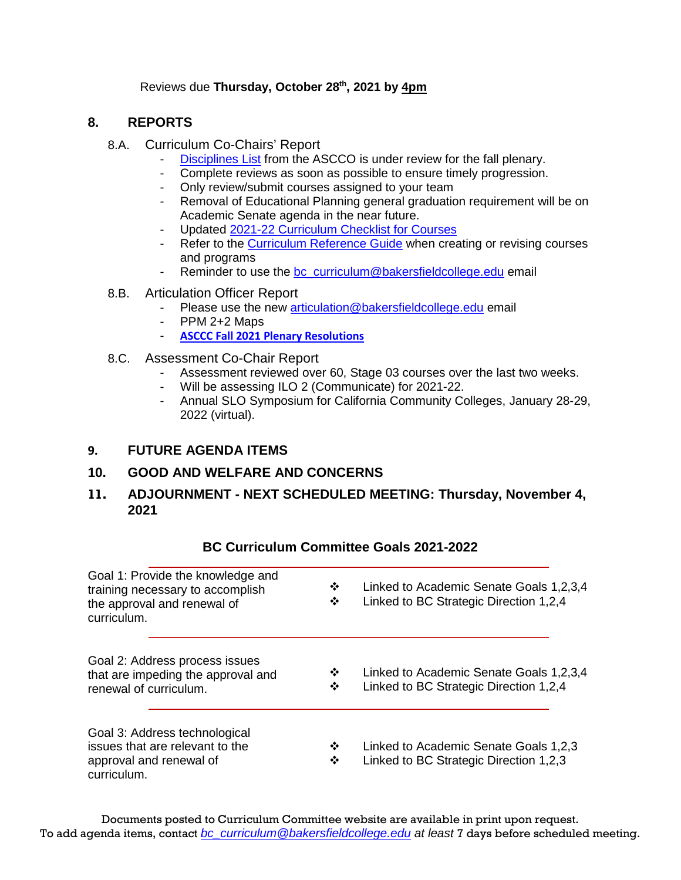Reviews due **Thursday, October 28th, 2021 by 4pm**

## 8. REPORTS

8.A. Curriculum Co-Chairs' Report

- Disciplines List from the ASCCO is under review for the fall plenary.
- Complete reviews as soon as possible to ensure timely progression.
- Only review/submit courses assigned to your team
- Removal of Educational Planning general graduation requirement will be on Academic Senate agenda in the near future.
- Updated 2021-22 Curriculum Checklist for Courses
- Refer to the Curriculum Reference Guide when creating or revising courses and programs
- Reminder to use the bc_curriculum@bakersfieldcollege.edu email

8.B. Articulation Officer Report

- Please use the new articulation@bakersfieldcollege.edu email
- PPM 2+2 Maps
- **ASCCC Fall 2021 Plenary Resolutions**

8.C. Assessment Co-Chair Report

- Assessment reviewed over 60, Stage 03 courses over the last two weeks.
- Will be assessing ILO 2 (Communicate) for 2021-22.
- Annual SLO Symposium for California Community Colleges, January 28-29, 2022 (virtual).

## 9. FUTURE AGENDA ITEMS

## 10. GOOD AND WELFARE AND CONCERNS

## 11. ADJOURNMENT - NEXT SCHEDULED MEETING: Thursday, November 4, 2021

### BC Curriculum Committee Goals 2021-2022

| | |
|---|---|
| Goal 1: Provide the knowledge and training necessary to accomplish the approval and renewal of curriculum. | ❖ Linked to Academic Senate Goals 1,2,3,4<br>❖ Linked to BC Strategic Direction 1,2,4 |
| Goal 2: Address process issues that are impeding the approval and renewal of curriculum. | ❖ Linked to Academic Senate Goals 1,2,3,4<br>❖ Linked to BC Strategic Direction 1,2,4 |
| Goal 3: Address technological issues that are relevant to the approval and renewal of curriculum. | ❖ Linked to Academic Senate Goals 1,2,3<br>❖ Linked to BC Strategic Direction 1,2,3 |

Documents posted to Curriculum Committee website are available in print upon request.
To add agenda items, contact *bc_curriculum@bakersfieldcollege.edu at least* 7 days before scheduled meeting.